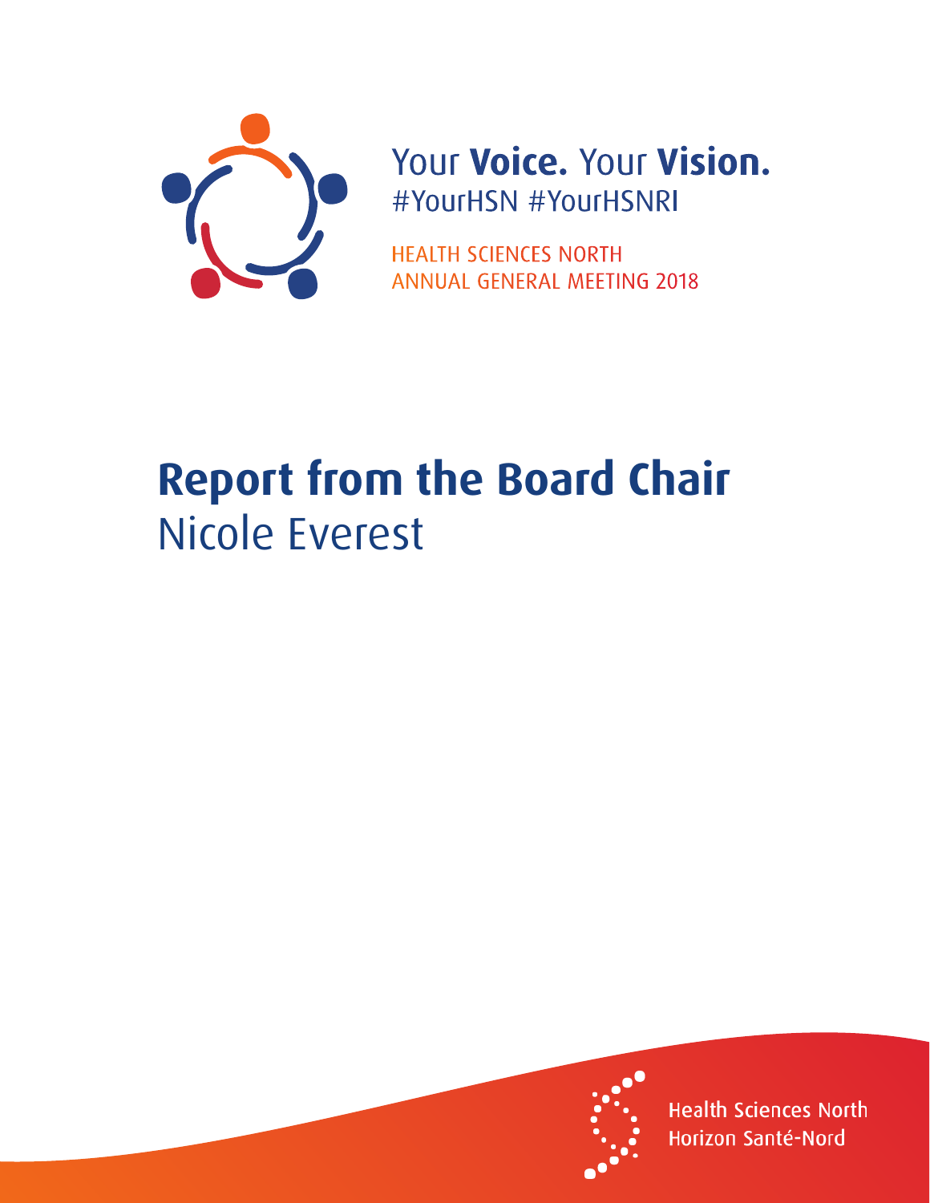Your **Voice.** Your **Vision.**
#YourHSN #YourHSNRI

HEALTH SCIENCES NORTH
ANNUAL GENERAL MEETING 2018

# Report from the Board Chair
## Nicole Everest

Health Sciences North
Horizon Santé-Nord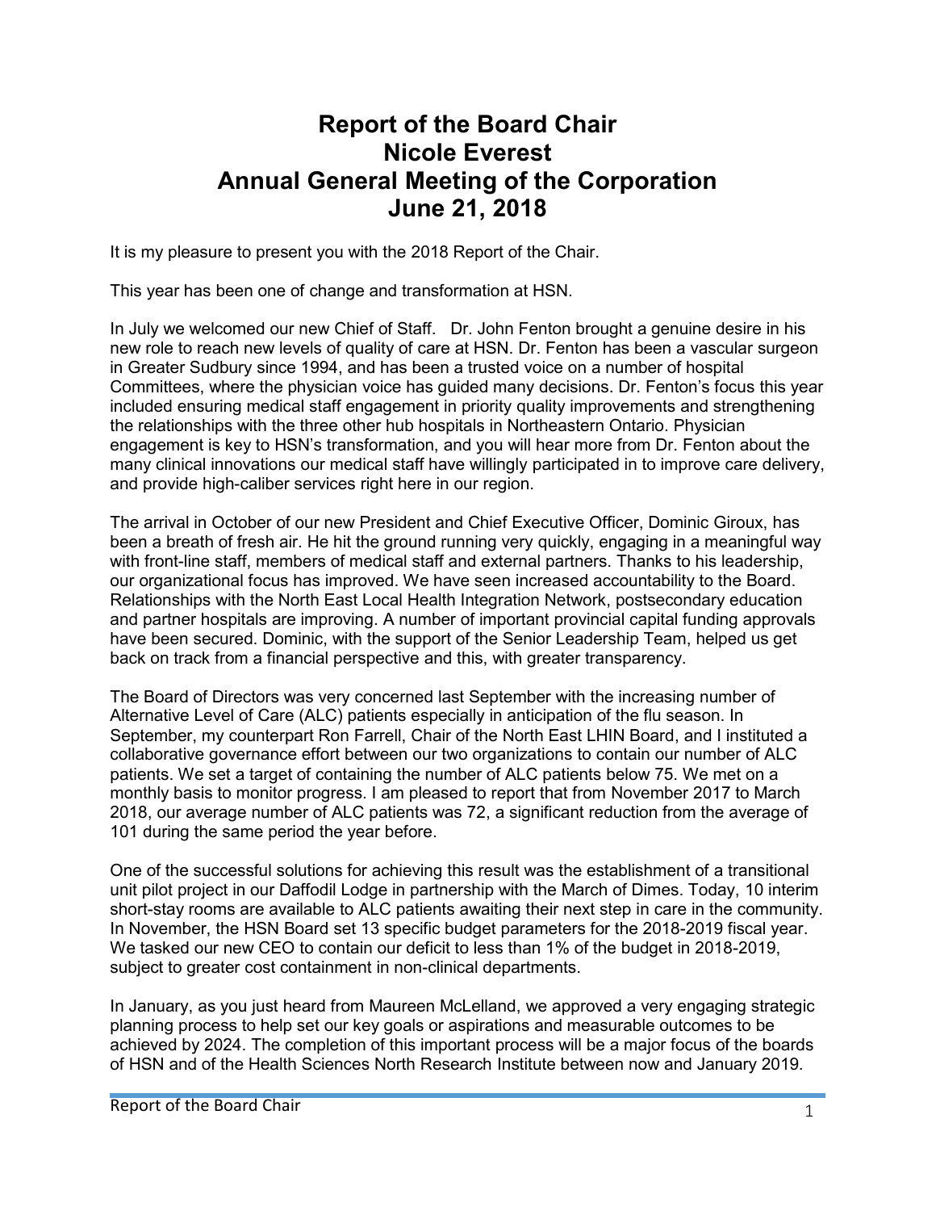# Report of the Board Chair
# Nicole Everest
# Annual General Meeting of the Corporation
# June 21, 2018

It is my pleasure to present you with the 2018 Report of the Chair.

This year has been one of change and transformation at HSN.

In July we welcomed our new Chief of Staff. Dr. John Fenton brought a genuine desire in his new role to reach new levels of quality of care at HSN. Dr. Fenton has been a vascular surgeon in Greater Sudbury since 1994, and has been a trusted voice on a number of hospital Committees, where the physician voice has guided many decisions. Dr. Fenton's focus this year included ensuring medical staff engagement in priority quality improvements and strengthening the relationships with the three other hub hospitals in Northeastern Ontario. Physician engagement is key to HSN's transformation, and you will hear more from Dr. Fenton about the many clinical innovations our medical staff have willingly participated in to improve care delivery, and provide high-caliber services right here in our region.

The arrival in October of our new President and Chief Executive Officer, Dominic Giroux, has been a breath of fresh air. He hit the ground running very quickly, engaging in a meaningful way with front-line staff, members of medical staff and external partners. Thanks to his leadership, our organizational focus has improved. We have seen increased accountability to the Board. Relationships with the North East Local Health Integration Network, postsecondary education and partner hospitals are improving. A number of important provincial capital funding approvals have been secured. Dominic, with the support of the Senior Leadership Team, helped us get back on track from a financial perspective and this, with greater transparency.

The Board of Directors was very concerned last September with the increasing number of Alternative Level of Care (ALC) patients especially in anticipation of the flu season. In September, my counterpart Ron Farrell, Chair of the North East LHIN Board, and I instituted a collaborative governance effort between our two organizations to contain our number of ALC patients. We set a target of containing the number of ALC patients below 75. We met on a monthly basis to monitor progress. I am pleased to report that from November 2017 to March 2018, our average number of ALC patients was 72, a significant reduction from the average of 101 during the same period the year before.

One of the successful solutions for achieving this result was the establishment of a transitional unit pilot project in our Daffodil Lodge in partnership with the March of Dimes. Today, 10 interim short-stay rooms are available to ALC patients awaiting their next step in care in the community. In November, the HSN Board set 13 specific budget parameters for the 2018-2019 fiscal year. We tasked our new CEO to contain our deficit to less than 1% of the budget in 2018-2019, subject to greater cost containment in non-clinical departments.

In January, as you just heard from Maureen McLelland, we approved a very engaging strategic planning process to help set our key goals or aspirations and measurable outcomes to be achieved by 2024. The completion of this important process will be a major focus of the boards of HSN and of the Health Sciences North Research Institute between now and January 2019.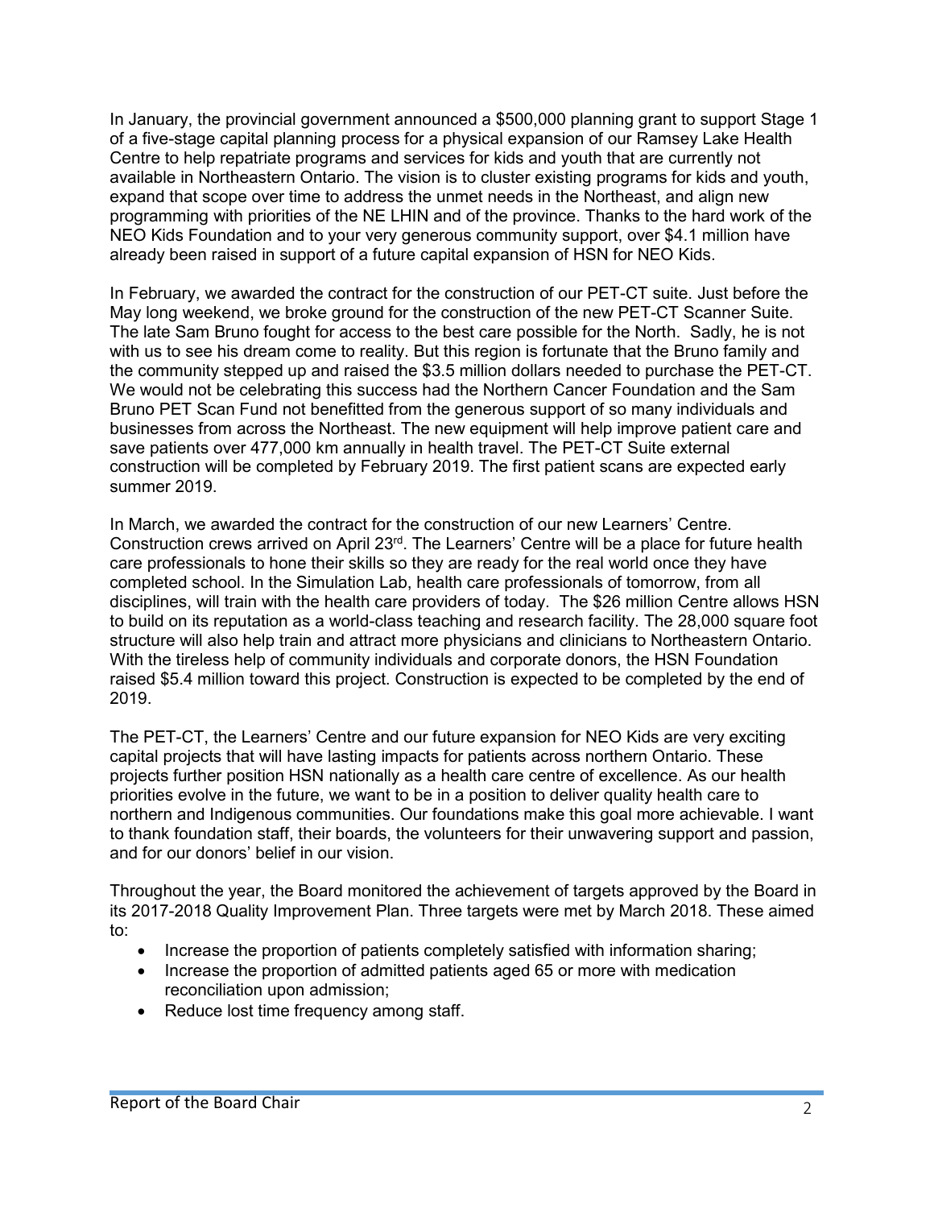In January, the provincial government announced a $500,000 planning grant to support Stage 1 of a five-stage capital planning process for a physical expansion of our Ramsey Lake Health Centre to help repatriate programs and services for kids and youth that are currently not available in Northeastern Ontario. The vision is to cluster existing programs for kids and youth, expand that scope over time to address the unmet needs in the Northeast, and align new programming with priorities of the NE LHIN and of the province. Thanks to the hard work of the NEO Kids Foundation and to your very generous community support, over $4.1 million have already been raised in support of a future capital expansion of HSN for NEO Kids.

In February, we awarded the contract for the construction of our PET-CT suite. Just before the May long weekend, we broke ground for the construction of the new PET-CT Scanner Suite. The late Sam Bruno fought for access to the best care possible for the North. Sadly, he is not with us to see his dream come to reality. But this region is fortunate that the Bruno family and the community stepped up and raised the $3.5 million dollars needed to purchase the PET-CT. We would not be celebrating this success had the Northern Cancer Foundation and the Sam Bruno PET Scan Fund not benefitted from the generous support of so many individuals and businesses from across the Northeast. The new equipment will help improve patient care and save patients over 477,000 km annually in health travel. The PET-CT Suite external construction will be completed by February 2019. The first patient scans are expected early summer 2019.

In March, we awarded the contract for the construction of our new Learners' Centre. Construction crews arrived on April 23rd. The Learners' Centre will be a place for future health care professionals to hone their skills so they are ready for the real world once they have completed school. In the Simulation Lab, health care professionals of tomorrow, from all disciplines, will train with the health care providers of today. The $26 million Centre allows HSN to build on its reputation as a world-class teaching and research facility. The 28,000 square foot structure will also help train and attract more physicians and clinicians to Northeastern Ontario. With the tireless help of community individuals and corporate donors, the HSN Foundation raised $5.4 million toward this project. Construction is expected to be completed by the end of 2019.

The PET-CT, the Learners' Centre and our future expansion for NEO Kids are very exciting capital projects that will have lasting impacts for patients across northern Ontario. These projects further position HSN nationally as a health care centre of excellence. As our health priorities evolve in the future, we want to be in a position to deliver quality health care to northern and Indigenous communities. Our foundations make this goal more achievable. I want to thank foundation staff, their boards, the volunteers for their unwavering support and passion, and for our donors' belief in our vision.

Throughout the year, the Board monitored the achievement of targets approved by the Board in its 2017-2018 Quality Improvement Plan. Three targets were met by March 2018. These aimed to:

- Increase the proportion of patients completely satisfied with information sharing;
- Increase the proportion of admitted patients aged 65 or more with medication reconciliation upon admission;
- Reduce lost time frequency among staff.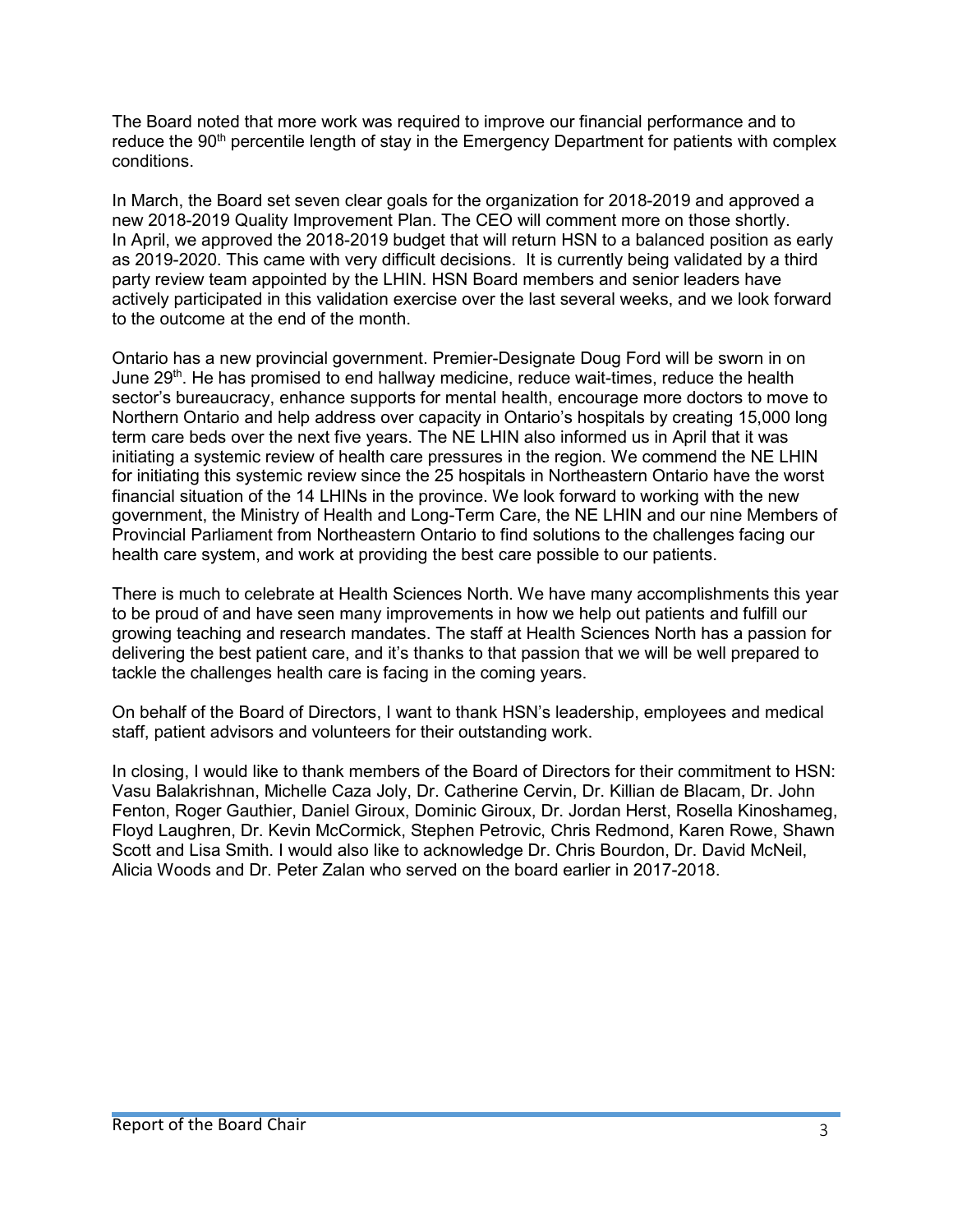The Board noted that more work was required to improve our financial performance and to reduce the 90th percentile length of stay in the Emergency Department for patients with complex conditions.

In March, the Board set seven clear goals for the organization for 2018-2019 and approved a new 2018-2019 Quality Improvement Plan. The CEO will comment more on those shortly. In April, we approved the 2018-2019 budget that will return HSN to a balanced position as early as 2019-2020. This came with very difficult decisions. It is currently being validated by a third party review team appointed by the LHIN. HSN Board members and senior leaders have actively participated in this validation exercise over the last several weeks, and we look forward to the outcome at the end of the month.

Ontario has a new provincial government. Premier-Designate Doug Ford will be sworn in on June 29th. He has promised to end hallway medicine, reduce wait-times, reduce the health sector's bureaucracy, enhance supports for mental health, encourage more doctors to move to Northern Ontario and help address over capacity in Ontario's hospitals by creating 15,000 long term care beds over the next five years. The NE LHIN also informed us in April that it was initiating a systemic review of health care pressures in the region. We commend the NE LHIN for initiating this systemic review since the 25 hospitals in Northeastern Ontario have the worst financial situation of the 14 LHINs in the province. We look forward to working with the new government, the Ministry of Health and Long-Term Care, the NE LHIN and our nine Members of Provincial Parliament from Northeastern Ontario to find solutions to the challenges facing our health care system, and work at providing the best care possible to our patients.

There is much to celebrate at Health Sciences North. We have many accomplishments this year to be proud of and have seen many improvements in how we help out patients and fulfill our growing teaching and research mandates. The staff at Health Sciences North has a passion for delivering the best patient care, and it's thanks to that passion that we will be well prepared to tackle the challenges health care is facing in the coming years.

On behalf of the Board of Directors, I want to thank HSN's leadership, employees and medical staff, patient advisors and volunteers for their outstanding work.

In closing, I would like to thank members of the Board of Directors for their commitment to HSN: Vasu Balakrishnan, Michelle Caza Joly, Dr. Catherine Cervin, Dr. Killian de Blacam, Dr. John Fenton, Roger Gauthier, Daniel Giroux, Dominic Giroux, Dr. Jordan Herst, Rosella Kinoshameg, Floyd Laughren, Dr. Kevin McCormick, Stephen Petrovic, Chris Redmond, Karen Rowe, Shawn Scott and Lisa Smith. I would also like to acknowledge Dr. Chris Bourdon, Dr. David McNeil, Alicia Woods and Dr. Peter Zalan who served on the board earlier in 2017-2018.